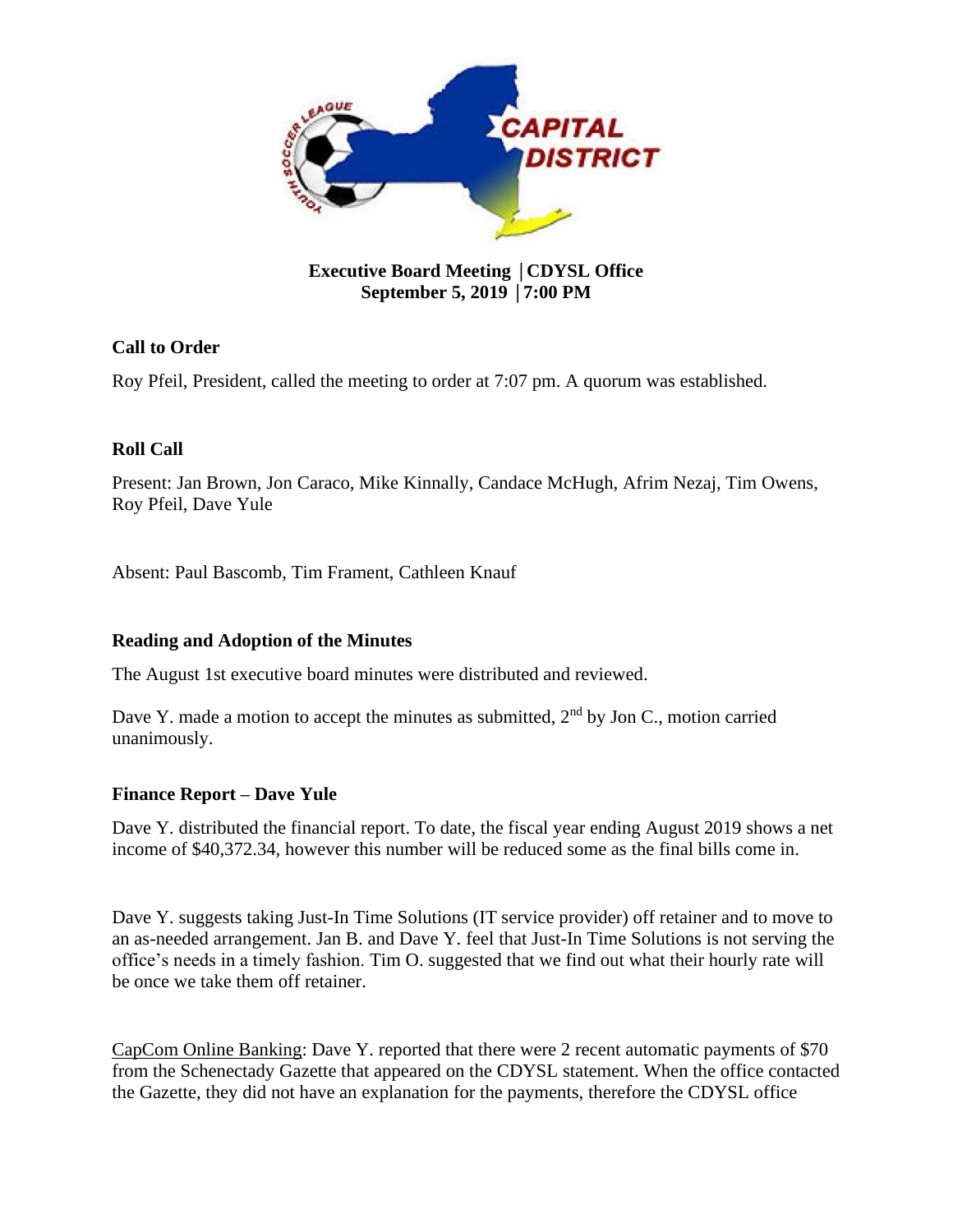**Executive Board Meeting │CDYSL Office**
**September 5, 2019 │7:00 PM**

### Call to Order

Roy Pfeil, President, called the meeting to order at 7:07 pm. A quorum was established.

### Roll Call

Present: Jan Brown, Jon Caraco, Mike Kinnally, Candace McHugh, Afrim Nezaj, Tim Owens, Roy Pfeil, Dave Yule

Absent: Paul Bascomb, Tim Frament, Cathleen Knauf

### Reading and Adoption of the Minutes

The August 1st executive board minutes were distributed and reviewed.

Dave Y. made a motion to accept the minutes as submitted, 2nd by Jon C., motion carried unanimously.

### Finance Report – Dave Yule

Dave Y. distributed the financial report. To date, the fiscal year ending August 2019 shows a net income of $40,372.34, however this number will be reduced some as the final bills come in.

Dave Y. suggests taking Just-In Time Solutions (IT service provider) off retainer and to move to an as-needed arrangement. Jan B. and Dave Y. feel that Just-In Time Solutions is not serving the office's needs in a timely fashion. Tim O. suggested that we find out what their hourly rate will be once we take them off retainer.

CapCom Online Banking: Dave Y. reported that there were 2 recent automatic payments of $70 from the Schenectady Gazette that appeared on the CDYSL statement. When the office contacted the Gazette, they did not have an explanation for the payments, therefore the CDYSL office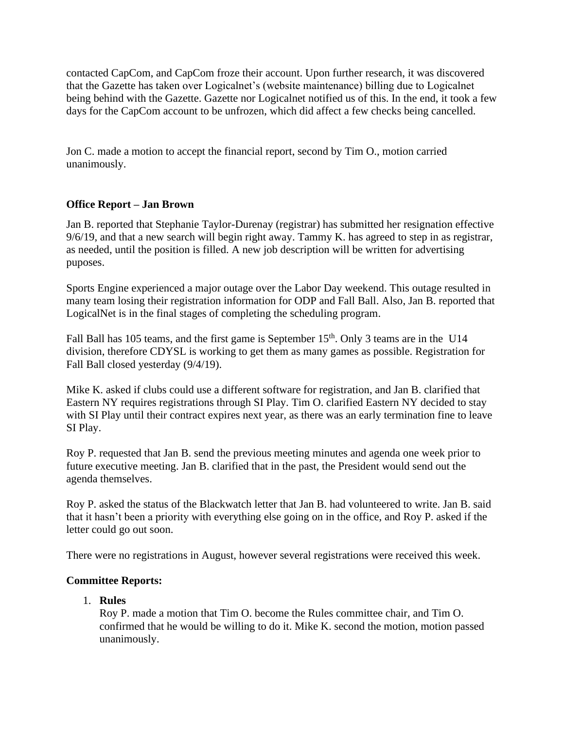contacted CapCom, and CapCom froze their account. Upon further research, it was discovered that the Gazette has taken over Logicalnet's (website maintenance) billing due to Logicalnet being behind with the Gazette. Gazette nor Logicalnet notified us of this. In the end, it took a few days for the CapCom account to be unfrozen, which did affect a few checks being cancelled.

Jon C. made a motion to accept the financial report, second by Tim O., motion carried unanimously.

**Office Report – Jan Brown**

Jan B. reported that Stephanie Taylor-Durenay (registrar) has submitted her resignation effective 9/6/19, and that a new search will begin right away. Tammy K. has agreed to step in as registrar, as needed, until the position is filled. A new job description will be written for advertising puposes.

Sports Engine experienced a major outage over the Labor Day weekend. This outage resulted in many team losing their registration information for ODP and Fall Ball. Also, Jan B. reported that LogicalNet is in the final stages of completing the scheduling program.

Fall Ball has 105 teams, and the first game is September 15th. Only 3 teams are in the U14 division, therefore CDYSL is working to get them as many games as possible. Registration for Fall Ball closed yesterday (9/4/19).

Mike K. asked if clubs could use a different software for registration, and Jan B. clarified that Eastern NY requires registrations through SI Play. Tim O. clarified Eastern NY decided to stay with SI Play until their contract expires next year, as there was an early termination fine to leave SI Play.

Roy P. requested that Jan B. send the previous meeting minutes and agenda one week prior to future executive meeting. Jan B. clarified that in the past, the President would send out the agenda themselves.

Roy P. asked the status of the Blackwatch letter that Jan B. had volunteered to write. Jan B. said that it hasn't been a priority with everything else going on in the office, and Roy P. asked if the letter could go out soon.

There were no registrations in August, however several registrations were received this week.

**Committee Reports:**

1. **Rules**
   Roy P. made a motion that Tim O. become the Rules committee chair, and Tim O. confirmed that he would be willing to do it. Mike K. second the motion, motion passed unanimously.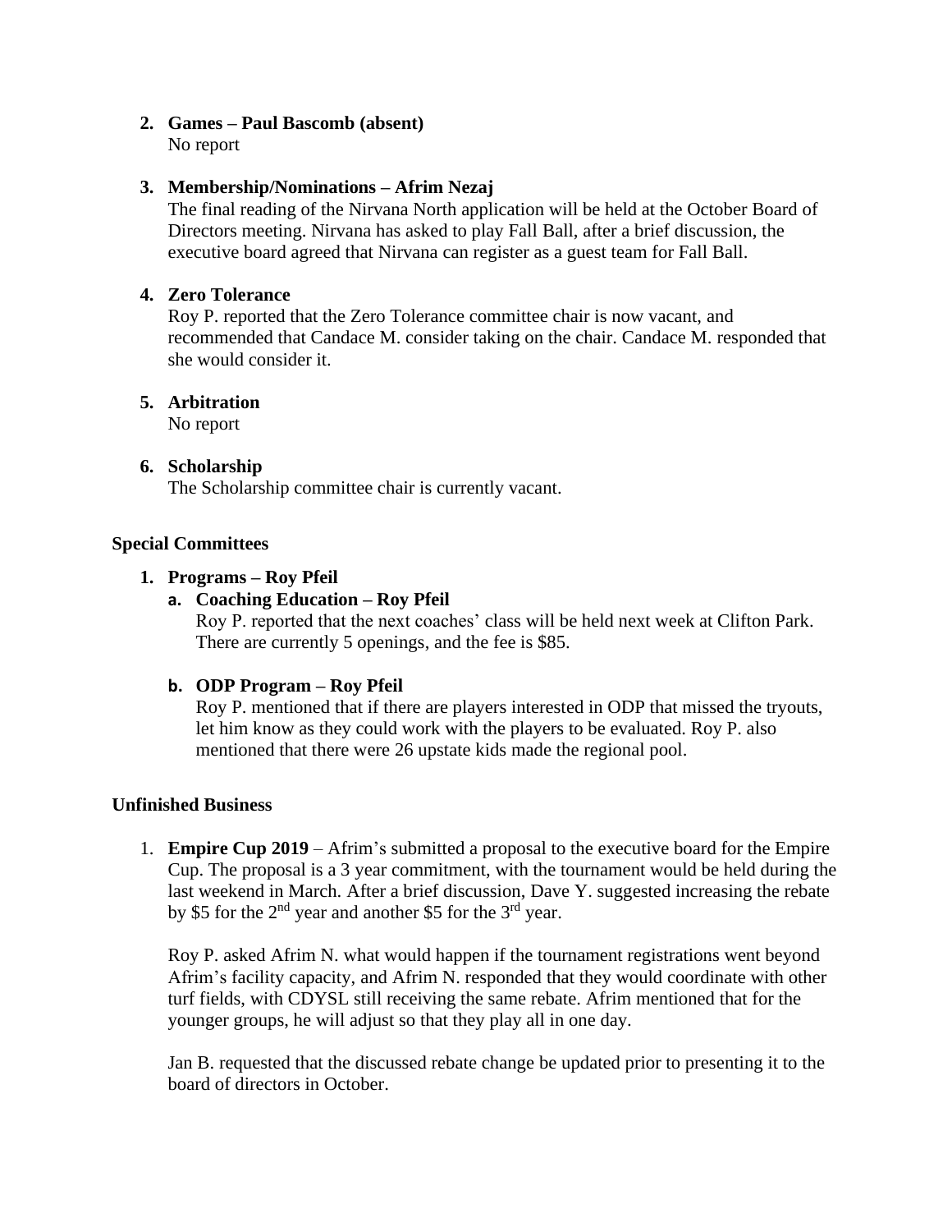2. **Games – Paul Bascomb (absent)**
   No report

3. **Membership/Nominations – Afrim Nezaj**
   The final reading of the Nirvana North application will be held at the October Board of Directors meeting. Nirvana has asked to play Fall Ball, after a brief discussion, the executive board agreed that Nirvana can register as a guest team for Fall Ball.

4. **Zero Tolerance**
   Roy P. reported that the Zero Tolerance committee chair is now vacant, and recommended that Candace M. consider taking on the chair. Candace M. responded that she would consider it.

5. **Arbitration**
   No report

6. **Scholarship**
   The Scholarship committee chair is currently vacant.

**Special Committees**

1. **Programs – Roy Pfeil**
   a. **Coaching Education – Roy Pfeil**
      Roy P. reported that the next coaches' class will be held next week at Clifton Park. There are currently 5 openings, and the fee is $85.

   b. **ODP Program – Roy Pfeil**
      Roy P. mentioned that if there are players interested in ODP that missed the tryouts, let him know as they could work with the players to be evaluated. Roy P. also mentioned that there were 26 upstate kids made the regional pool.

**Unfinished Business**

1. **Empire Cup 2019** – Afrim's submitted a proposal to the executive board for the Empire Cup. The proposal is a 3 year commitment, with the tournament would be held during the last weekend in March. After a brief discussion, Dave Y. suggested increasing the rebate by $5 for the 2nd year and another $5 for the 3rd year.

   Roy P. asked Afrim N. what would happen if the tournament registrations went beyond Afrim's facility capacity, and Afrim N. responded that they would coordinate with other turf fields, with CDYSL still receiving the same rebate. Afrim mentioned that for the younger groups, he will adjust so that they play all in one day.

   Jan B. requested that the discussed rebate change be updated prior to presenting it to the board of directors in October.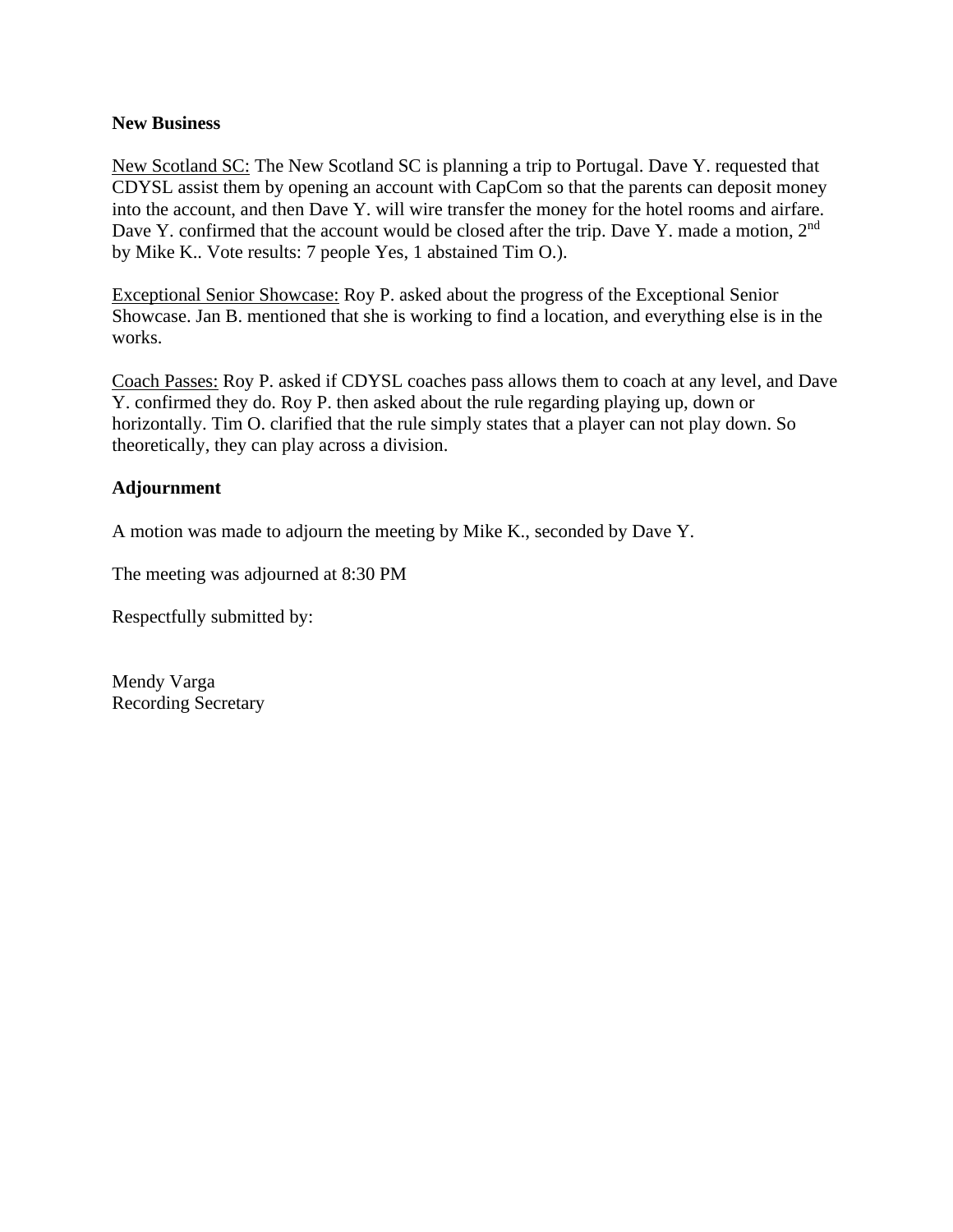**New Business**

New Scotland SC: The New Scotland SC is planning a trip to Portugal. Dave Y. requested that CDYSL assist them by opening an account with CapCom so that the parents can deposit money into the account, and then Dave Y. will wire transfer the money for the hotel rooms and airfare. Dave Y. confirmed that the account would be closed after the trip. Dave Y. made a motion, 2nd by Mike K.. Vote results: 7 people Yes, 1 abstained Tim O.).

Exceptional Senior Showcase: Roy P. asked about the progress of the Exceptional Senior Showcase. Jan B. mentioned that she is working to find a location, and everything else is in the works.

Coach Passes: Roy P. asked if CDYSL coaches pass allows them to coach at any level, and Dave Y. confirmed they do. Roy P. then asked about the rule regarding playing up, down or horizontally. Tim O. clarified that the rule simply states that a player can not play down. So theoretically, they can play across a division.

**Adjournment**

A motion was made to adjourn the meeting by Mike K., seconded by Dave Y.

The meeting was adjourned at 8:30 PM

Respectfully submitted by:

Mendy Varga
Recording Secretary